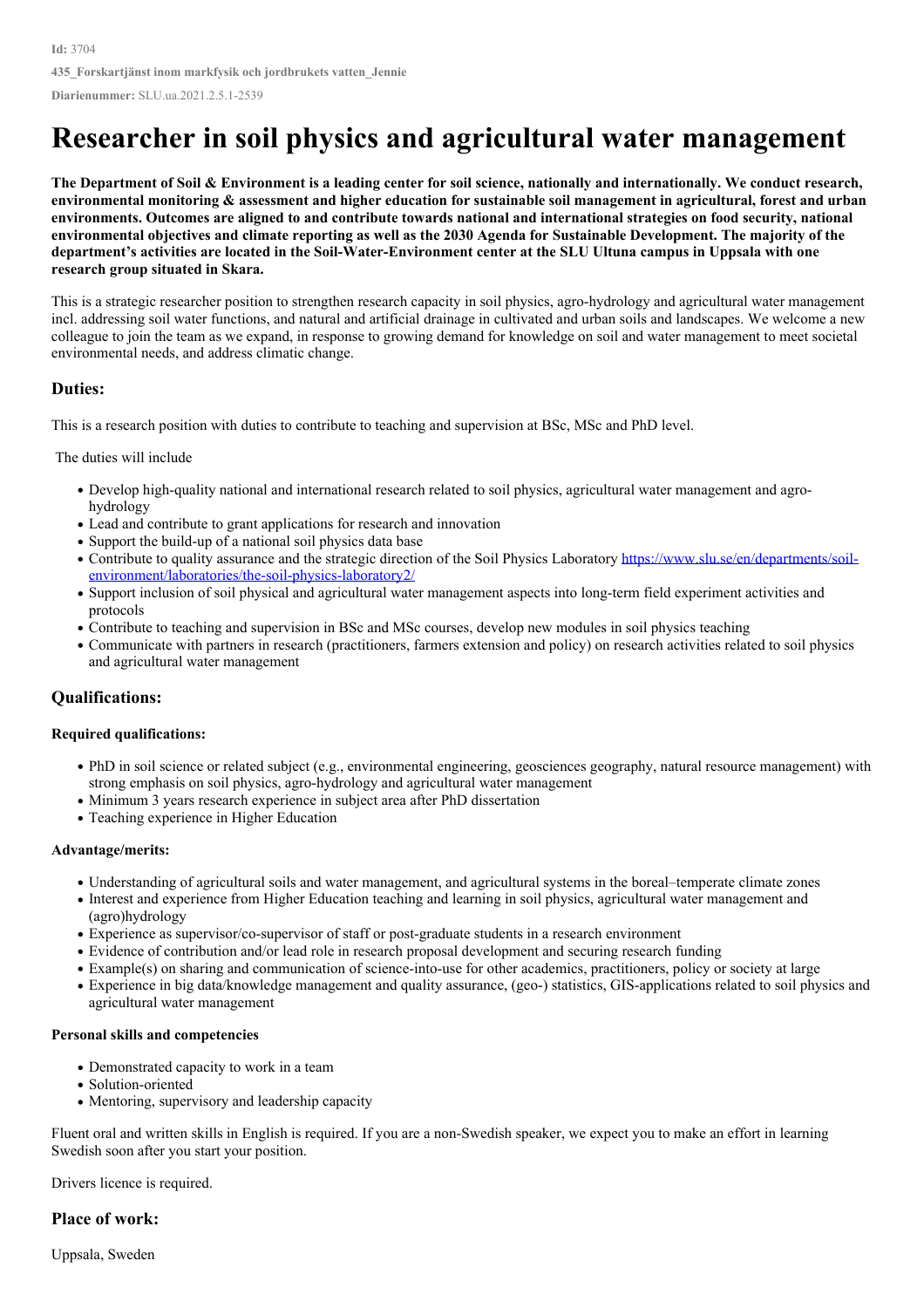**Id:** 3704

**435_Forskartjänst inom markfysik och jordbrukets vatten_Jennie**

**Diarienummer:** SLU.ua.2021.2.5.1-2539

# Researcher in soil physics and agricultural water management

**The Department of Soil & Environment is a leading center for soil science, nationally and internationally. We conduct research, environmental monitoring & assessment and higher education for sustainable soil management in agricultural, forest and urban environments. Outcomes are aligned to and contribute towards national and international strategies on food security, national environmental objectives and climate reporting as well as the 2030 Agenda for Sustainable Development. The majority of the department's activities are located in the Soil-Water-Environment center at the SLU Ultuna campus in Uppsala with one research group situated in Skara.**

This is a strategic researcher position to strengthen research capacity in soil physics, agro-hydrology and agricultural water management incl. addressing soil water functions, and natural and artificial drainage in cultivated and urban soils and landscapes. We welcome a new colleague to join the team as we expand, in response to growing demand for knowledge on soil and water management to meet societal environmental needs, and address climatic change.

## Duties:

This is a research position with duties to contribute to teaching and supervision at BSc, MSc and PhD level.

The duties will include

- Develop high-quality national and international research related to soil physics, agricultural water management and agro-hydrology
- Lead and contribute to grant applications for research and innovation
- Support the build-up of a national soil physics data base
- Contribute to quality assurance and the strategic direction of the Soil Physics Laboratory https://www.slu.se/en/departments/soil-environment/laboratories/the-soil-physics-laboratory2/
- Support inclusion of soil physical and agricultural water management aspects into long-term field experiment activities and protocols
- Contribute to teaching and supervision in BSc and MSc courses, develop new modules in soil physics teaching
- Communicate with partners in research (practitioners, farmers extension and policy) on research activities related to soil physics and agricultural water management

## Qualifications:

### Required qualifications:

- PhD in soil science or related subject (e.g., environmental engineering, geosciences geography, natural resource management) with strong emphasis on soil physics, agro-hydrology and agricultural water management
- Minimum 3 years research experience in subject area after PhD dissertation
- Teaching experience in Higher Education

### Advantage/merits:

- Understanding of agricultural soils and water management, and agricultural systems in the boreal–temperate climate zones
- Interest and experience from Higher Education teaching and learning in soil physics, agricultural water management and (agro)hydrology
- Experience as supervisor/co-supervisor of staff or post-graduate students in a research environment
- Evidence of contribution and/or lead role in research proposal development and securing research funding
- Example(s) on sharing and communication of science-into-use for other academics, practitioners, policy or society at large
- Experience in big data/knowledge management and quality assurance, (geo-) statistics, GIS-applications related to soil physics and agricultural water management

### Personal skills and competencies

- Demonstrated capacity to work in a team
- Solution-oriented
- Mentoring, supervisory and leadership capacity

Fluent oral and written skills in English is required. If you are a non-Swedish speaker, we expect you to make an effort in learning Swedish soon after you start your position.

Drivers licence is required.

## Place of work:

Uppsala, Sweden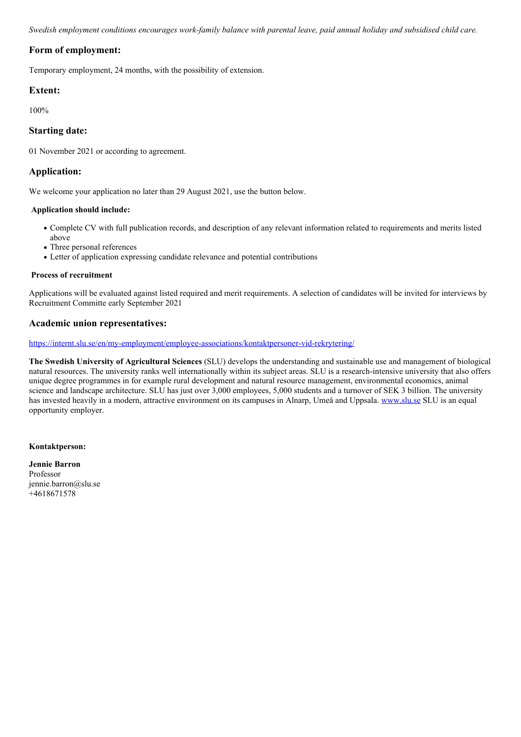*Swedish employment conditions encourages work-family balance with parental leave, paid annual holiday and subsidised child care.*

## Form of employment:

Temporary employment, 24 months, with the possibility of extension.

## Extent:

100%

## Starting date:

01 November 2021 or according to agreement.

## Application:

We welcome your application no later than 29 August 2021, use the button below.

**Application should include:**

- Complete CV with full publication records, and description of any relevant information related to requirements and merits listed above
- Three personal references
- Letter of application expressing candidate relevance and potential contributions

**Process of recruitment**

Applications will be evaluated against listed required and merit requirements. A selection of candidates will be invited for interviews by Recruitment Committe early September 2021

## Academic union representatives:

https://internt.slu.se/en/my-employment/employee-associations/kontaktpersoner-vid-rekrytering/

**The Swedish University of Agricultural Sciences** (SLU) develops the understanding and sustainable use and management of biological natural resources. The university ranks well internationally within its subject areas. SLU is a research-intensive university that also offers unique degree programmes in for example rural development and natural resource management, environmental economics, animal science and landscape architecture. SLU has just over 3,000 employees, 5,000 students and a turnover of SEK 3 billion. The university has invested heavily in a modern, attractive environment on its campuses in Alnarp, Umeå and Uppsala. www.slu.se SLU is an equal opportunity employer.

**Kontaktperson:**

**Jennie Barron**
Professor
jennie.barron@slu.se
+4618671578